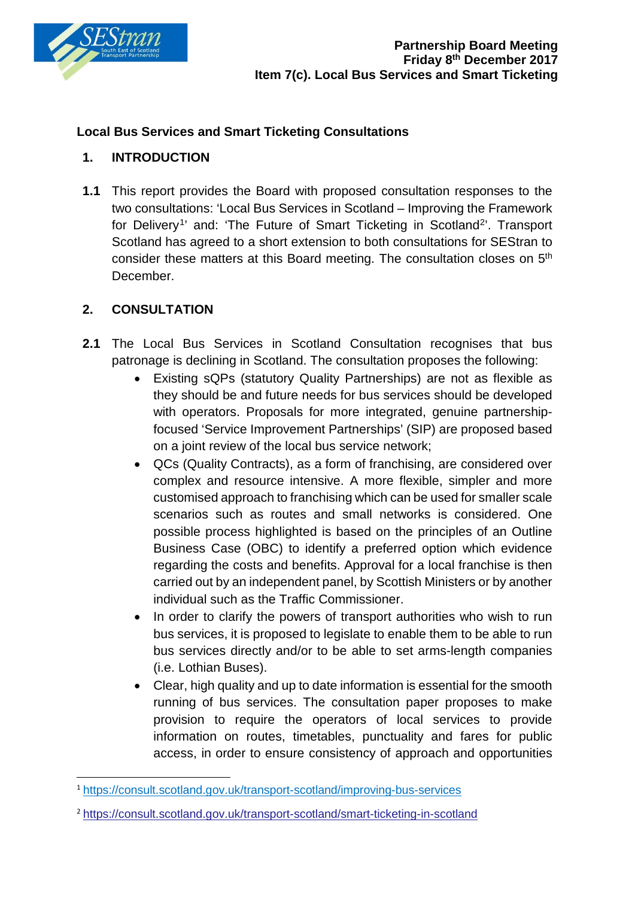Partnership Board Meeting
Friday 8th December 2017
**Item 7(c). Local Bus Services and Smart Ticketing**

## Local Bus Services and Smart Ticketing Consultations

### 1. INTRODUCTION

**1.1** This report provides the Board with proposed consultation responses to the two consultations: 'Local Bus Services in Scotland – Improving the Framework for Delivery[1]' and: 'The Future of Smart Ticketing in Scotland[2]'. Transport Scotland has agreed to a short extension to both consultations for SEStran to consider these matters at this Board meeting. The consultation closes on 5th December.

### 2. CONSULTATION

**2.1** The Local Bus Services in Scotland Consultation recognises that bus patronage is declining in Scotland. The consultation proposes the following:

- Existing sQPs (statutory Quality Partnerships) are not as flexible as they should be and future needs for bus services should be developed with operators. Proposals for more integrated, genuine partnership-focused 'Service Improvement Partnerships' (SIP) are proposed based on a joint review of the local bus service network;
- QCs (Quality Contracts), as a form of franchising, are considered over complex and resource intensive. A more flexible, simpler and more customised approach to franchising which can be used for smaller scale scenarios such as routes and small networks is considered. One possible process highlighted is based on the principles of an Outline Business Case (OBC) to identify a preferred option which evidence regarding the costs and benefits. Approval for a local franchise is then carried out by an independent panel, by Scottish Ministers or by another individual such as the Traffic Commissioner.
- In order to clarify the powers of transport authorities who wish to run bus services, it is proposed to legislate to enable them to be able to run bus services directly and/or to be able to set arms-length companies (i.e. Lothian Buses).
- Clear, high quality and up to date information is essential for the smooth running of bus services. The consultation paper proposes to make provision to require the operators of local services to provide information on routes, timetables, punctuality and fares for public access, in order to ensure consistency of approach and opportunities

[1] https://consult.scotland.gov.uk/transport-scotland/improving-bus-services

[2] https://consult.scotland.gov.uk/transport-scotland/smart-ticketing-in-scotland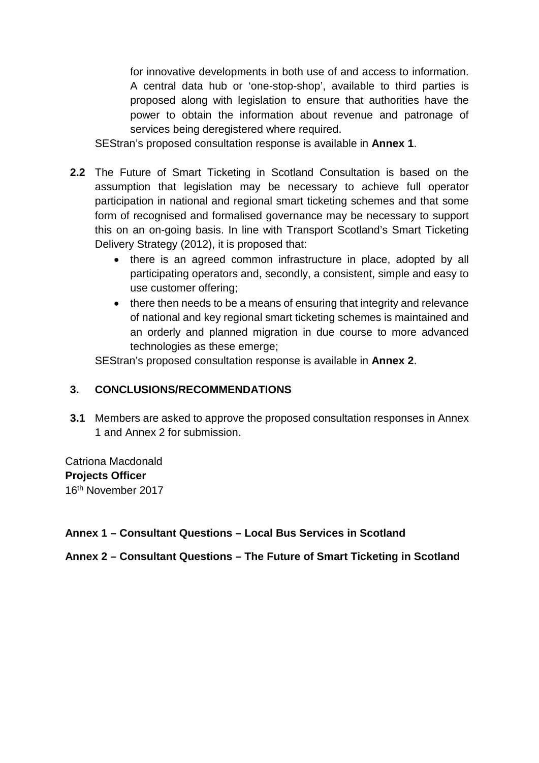for innovative developments in both use of and access to information. A central data hub or 'one-stop-shop', available to third parties is proposed along with legislation to ensure that authorities have the power to obtain the information about revenue and patronage of services being deregistered where required.

SEStran's proposed consultation response is available in **Annex 1**.

**2.2** The Future of Smart Ticketing in Scotland Consultation is based on the assumption that legislation may be necessary to achieve full operator participation in national and regional smart ticketing schemes and that some form of recognised and formalised governance may be necessary to support this on an on-going basis. In line with Transport Scotland's Smart Ticketing Delivery Strategy (2012), it is proposed that:

- there is an agreed common infrastructure in place, adopted by all participating operators and, secondly, a consistent, simple and easy to use customer offering;
- there then needs to be a means of ensuring that integrity and relevance of national and key regional smart ticketing schemes is maintained and an orderly and planned migration in due course to more advanced technologies as these emerge;

SEStran's proposed consultation response is available in **Annex 2**.

## 3. CONCLUSIONS/RECOMMENDATIONS

**3.1** Members are asked to approve the proposed consultation responses in Annex 1 and Annex 2 for submission.

Catriona Macdonald
**Projects Officer**
16th November 2017

**Annex 1 – Consultant Questions – Local Bus Services in Scotland**

**Annex 2 – Consultant Questions – The Future of Smart Ticketing in Scotland**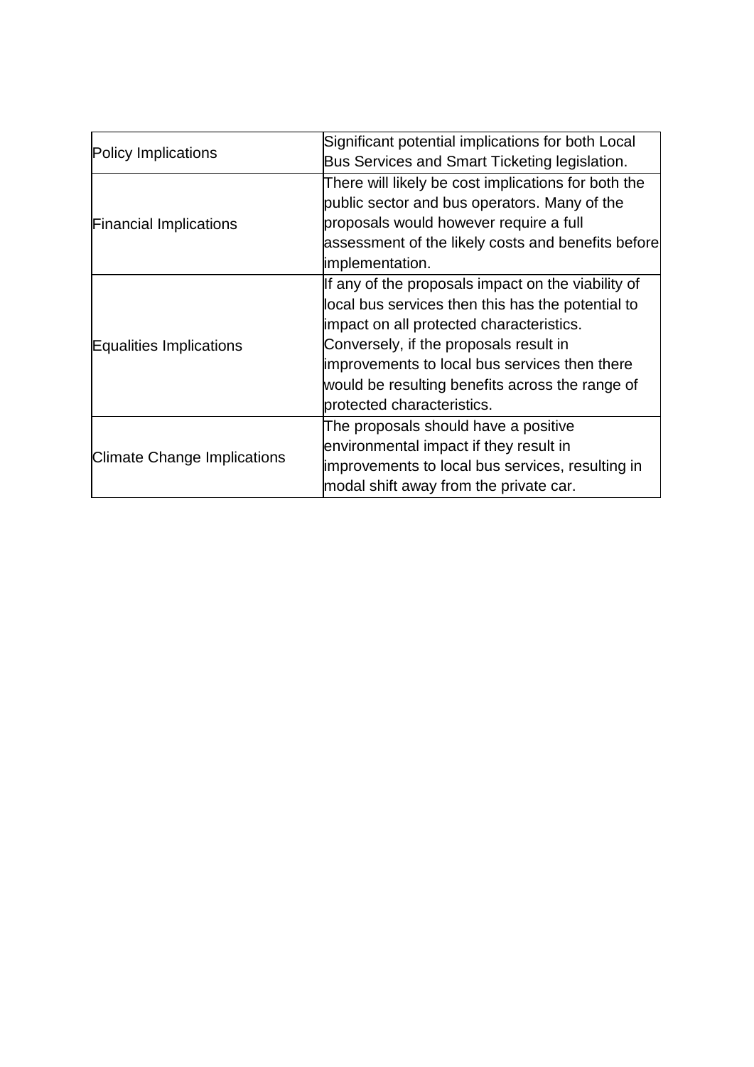| | |
|---|---|
| Policy Implications | Significant potential implications for both Local Bus Services and Smart Ticketing legislation. |
| Financial Implications | There will likely be cost implications for both the public sector and bus operators. Many of the proposals would however require a full assessment of the likely costs and benefits before implementation. |
| Equalities Implications | If any of the proposals impact on the viability of local bus services then this has the potential to impact on all protected characteristics. Conversely, if the proposals result in improvements to local bus services then there would be resulting benefits across the range of protected characteristics. |
| Climate Change Implications | The proposals should have a positive environmental impact if they result in improvements to local bus services, resulting in modal shift away from the private car. |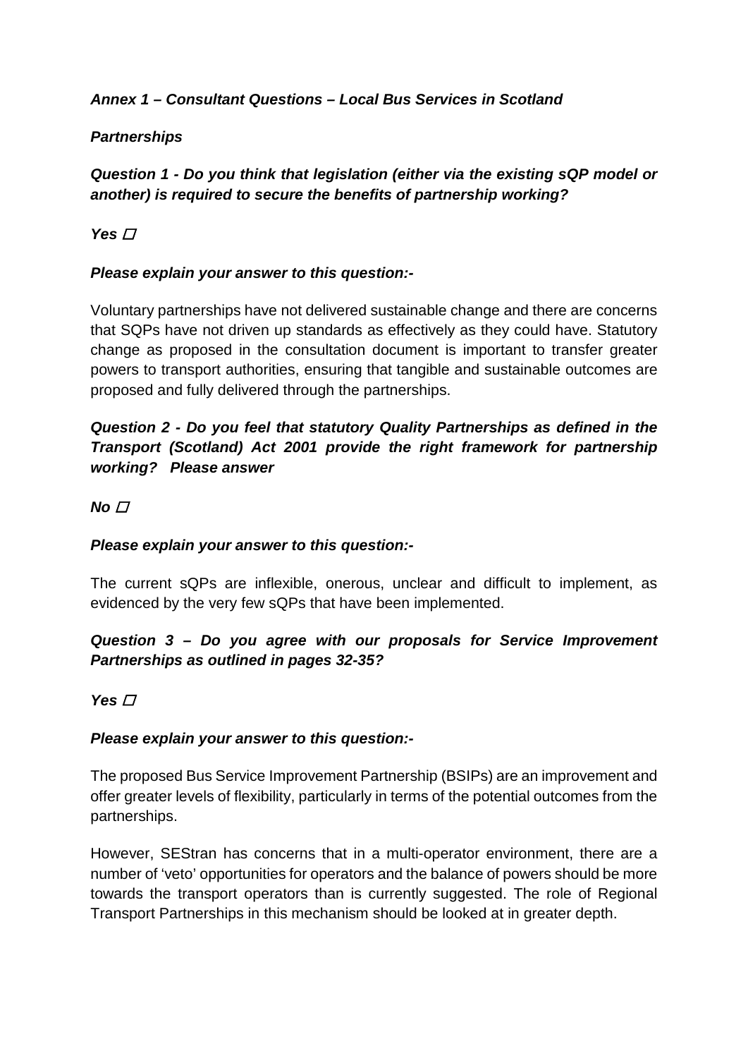***Annex 1 – Consultant Questions – Local Bus Services in Scotland***

***Partnerships***

***Question 1 - Do you think that legislation (either via the existing sQP model or another) is required to secure the benefits of partnership working?***

***Yes*** ☐

***Please explain your answer to this question:-***

Voluntary partnerships have not delivered sustainable change and there are concerns that SQPs have not driven up standards as effectively as they could have. Statutory change as proposed in the consultation document is important to transfer greater powers to transport authorities, ensuring that tangible and sustainable outcomes are proposed and fully delivered through the partnerships.

***Question 2 - Do you feel that statutory Quality Partnerships as defined in the Transport (Scotland) Act 2001 provide the right framework for partnership working? Please answer***

***No*** ☐

***Please explain your answer to this question:-***

The current sQPs are inflexible, onerous, unclear and difficult to implement, as evidenced by the very few sQPs that have been implemented.

***Question 3 – Do you agree with our proposals for Service Improvement Partnerships as outlined in pages 32-35?***

***Yes*** ☐

***Please explain your answer to this question:-***

The proposed Bus Service Improvement Partnership (BSIPs) are an improvement and offer greater levels of flexibility, particularly in terms of the potential outcomes from the partnerships.

However, SEStran has concerns that in a multi-operator environment, there are a number of 'veto' opportunities for operators and the balance of powers should be more towards the transport operators than is currently suggested. The role of Regional Transport Partnerships in this mechanism should be looked at in greater depth.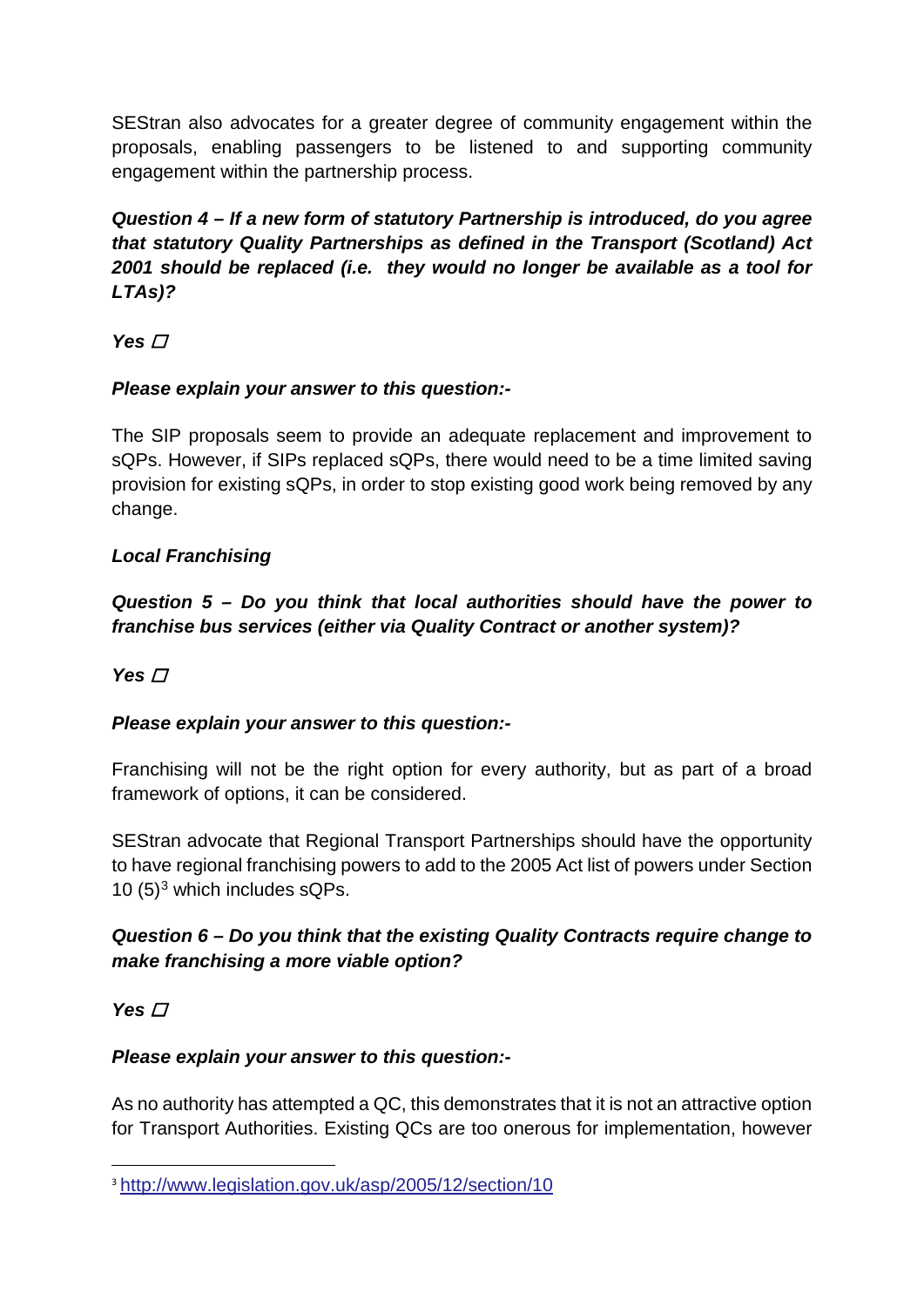SEStran also advocates for a greater degree of community engagement within the proposals, enabling passengers to be listened to and supporting community engagement within the partnership process.

***Question 4 – If a new form of statutory Partnership is introduced, do you agree that statutory Quality Partnerships as defined in the Transport (Scotland) Act 2001 should be replaced (i.e. they would no longer be available as a tool for LTAs)?***

***Yes ☐***

***Please explain your answer to this question:-***

The SIP proposals seem to provide an adequate replacement and improvement to sQPs. However, if SIPs replaced sQPs, there would need to be a time limited saving provision for existing sQPs, in order to stop existing good work being removed by any change.

***Local Franchising***

***Question 5 – Do you think that local authorities should have the power to franchise bus services (either via Quality Contract or another system)?***

***Yes ☐***

***Please explain your answer to this question:-***

Franchising will not be the right option for every authority, but as part of a broad framework of options, it can be considered.

SEStran advocate that Regional Transport Partnerships should have the opportunity to have regional franchising powers to add to the 2005 Act list of powers under Section 10 (5)[3] which includes sQPs.

***Question 6 – Do you think that the existing Quality Contracts require change to make franchising a more viable option?***

***Yes ☐***

***Please explain your answer to this question:-***

As no authority has attempted a QC, this demonstrates that it is not an attractive option for Transport Authorities. Existing QCs are too onerous for implementation, however

[3] http://www.legislation.gov.uk/asp/2005/12/section/10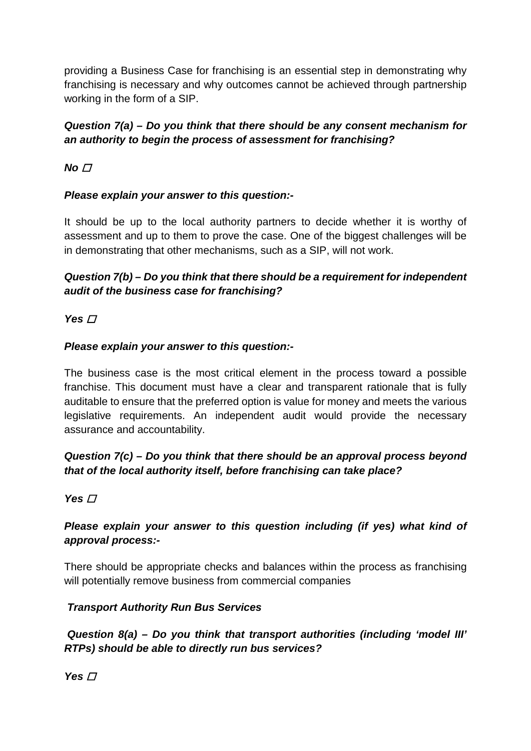providing a Business Case for franchising is an essential step in demonstrating why franchising is necessary and why outcomes cannot be achieved through partnership working in the form of a SIP.

***Question 7(a) – Do you think that there should be any consent mechanism for an authority to begin the process of assessment for franchising?***

***No*** ☐

***Please explain your answer to this question:-***

It should be up to the local authority partners to decide whether it is worthy of assessment and up to them to prove the case. One of the biggest challenges will be in demonstrating that other mechanisms, such as a SIP, will not work.

***Question 7(b) – Do you think that there should be a requirement for independent audit of the business case for franchising?***

***Yes*** ☐

***Please explain your answer to this question:-***

The business case is the most critical element in the process toward a possible franchise. This document must have a clear and transparent rationale that is fully auditable to ensure that the preferred option is value for money and meets the various legislative requirements. An independent audit would provide the necessary assurance and accountability.

***Question 7(c) – Do you think that there should be an approval process beyond that of the local authority itself, before franchising can take place?***

***Yes*** ☐

***Please explain your answer to this question including (if yes) what kind of approval process:-***

There should be appropriate checks and balances within the process as franchising will potentially remove business from commercial companies

***Transport Authority Run Bus Services***

***Question 8(a) – Do you think that transport authorities (including 'model III' RTPs) should be able to directly run bus services?***

***Yes*** ☐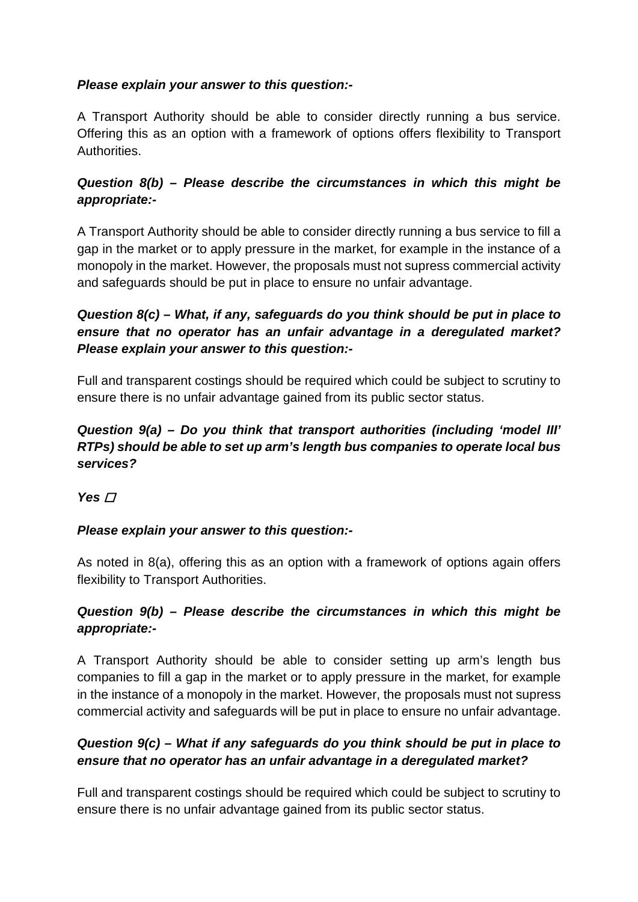***Please explain your answer to this question:-***

A Transport Authority should be able to consider directly running a bus service. Offering this as an option with a framework of options offers flexibility to Transport Authorities.

***Question 8(b) – Please describe the circumstances in which this might be appropriate:-***

A Transport Authority should be able to consider directly running a bus service to fill a gap in the market or to apply pressure in the market, for example in the instance of a monopoly in the market. However, the proposals must not supress commercial activity and safeguards should be put in place to ensure no unfair advantage.

***Question 8(c) – What, if any, safeguards do you think should be put in place to ensure that no operator has an unfair advantage in a deregulated market? Please explain your answer to this question:-***

Full and transparent costings should be required which could be subject to scrutiny to ensure there is no unfair advantage gained from its public sector status.

***Question 9(a) – Do you think that transport authorities (including 'model III' RTPs) should be able to set up arm's length bus companies to operate local bus services?***

***Yes*** ☐

***Please explain your answer to this question:-***

As noted in 8(a), offering this as an option with a framework of options again offers flexibility to Transport Authorities.

***Question 9(b) – Please describe the circumstances in which this might be appropriate:-***

A Transport Authority should be able to consider setting up arm's length bus companies to fill a gap in the market or to apply pressure in the market, for example in the instance of a monopoly in the market. However, the proposals must not supress commercial activity and safeguards will be put in place to ensure no unfair advantage.

***Question 9(c) – What if any safeguards do you think should be put in place to ensure that no operator has an unfair advantage in a deregulated market?***

Full and transparent costings should be required which could be subject to scrutiny to ensure there is no unfair advantage gained from its public sector status.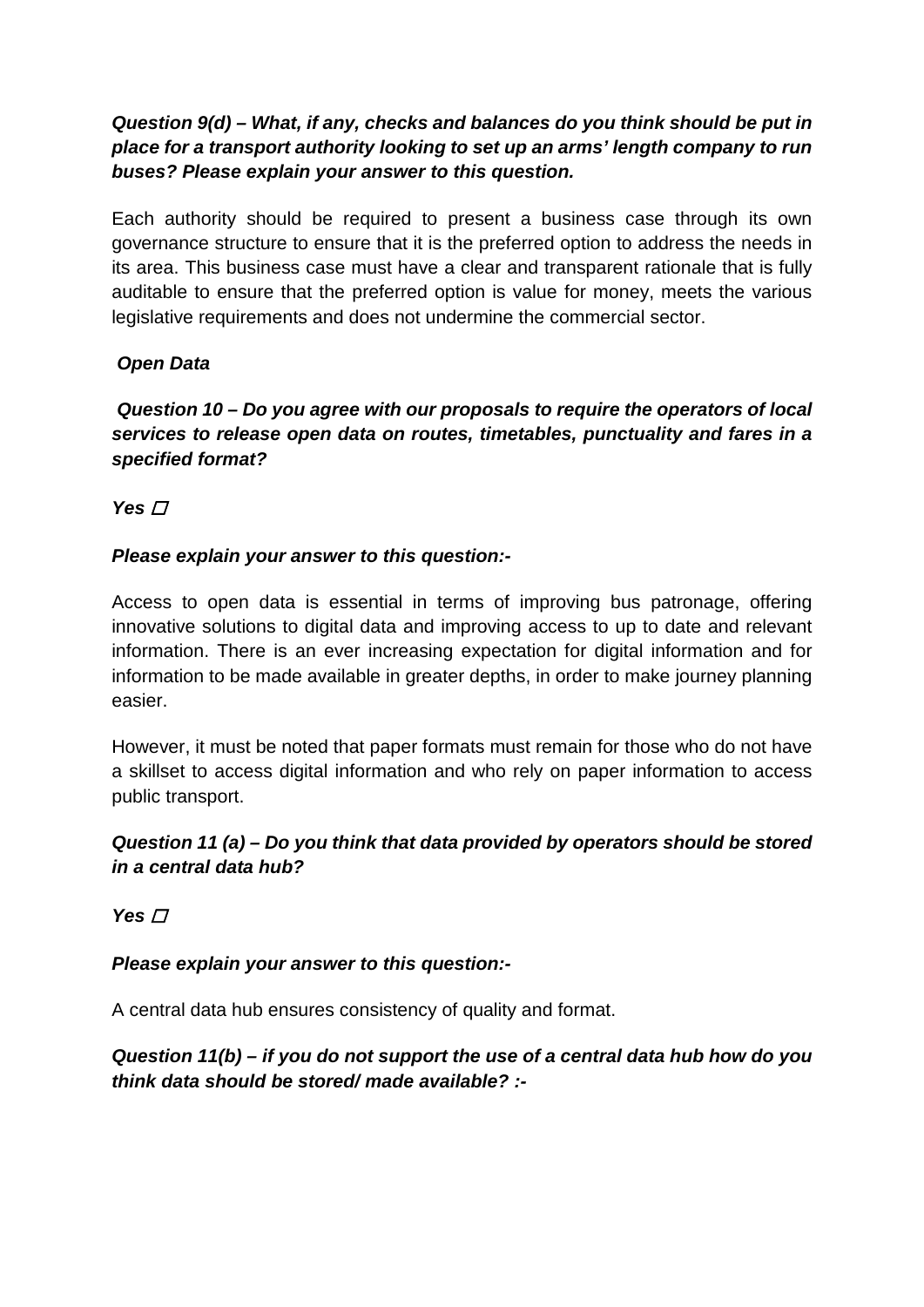***Question 9(d) – What, if any, checks and balances do you think should be put in place for a transport authority looking to set up an arms' length company to run buses? Please explain your answer to this question.***

Each authority should be required to present a business case through its own governance structure to ensure that it is the preferred option to address the needs in its area. This business case must have a clear and transparent rationale that is fully auditable to ensure that the preferred option is value for money, meets the various legislative requirements and does not undermine the commercial sector.

***Open Data***

***Question 10 – Do you agree with our proposals to require the operators of local services to release open data on routes, timetables, punctuality and fares in a specified format?***

***Yes*** ☐

***Please explain your answer to this question:-***

Access to open data is essential in terms of improving bus patronage, offering innovative solutions to digital data and improving access to up to date and relevant information. There is an ever increasing expectation for digital information and for information to be made available in greater depths, in order to make journey planning easier.

However, it must be noted that paper formats must remain for those who do not have a skillset to access digital information and who rely on paper information to access public transport.

***Question 11 (a) – Do you think that data provided by operators should be stored in a central data hub?***

***Yes*** ☐

***Please explain your answer to this question:-***

A central data hub ensures consistency of quality and format.

***Question 11(b) – if you do not support the use of a central data hub how do you think data should be stored/ made available? :-***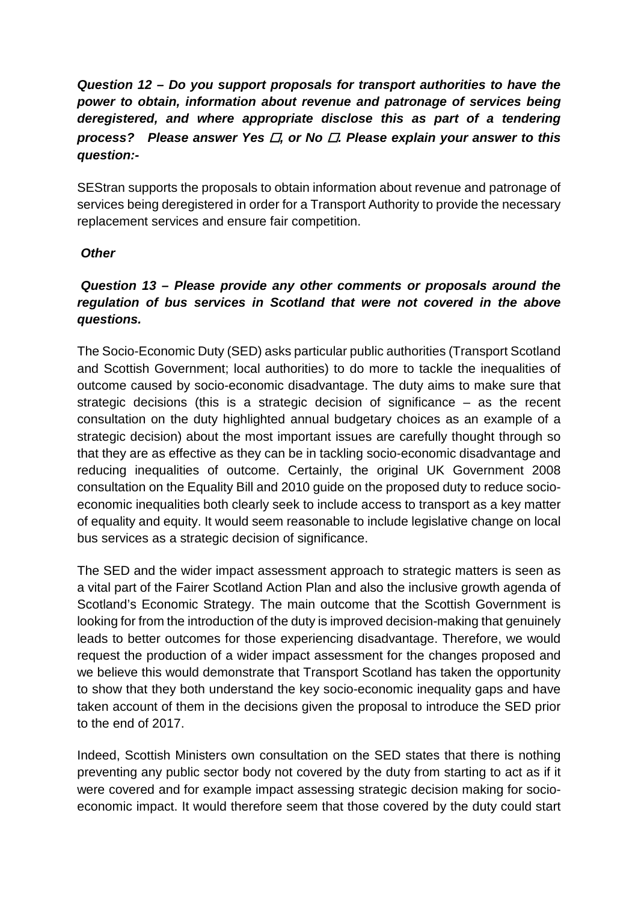***Question 12 – Do you support proposals for transport authorities to have the power to obtain, information about revenue and patronage of services being deregistered, and where appropriate disclose this as part of a tendering process? Please answer Yes ☐, or No ☐. Please explain your answer to this question:-***

SEStran supports the proposals to obtain information about revenue and patronage of services being deregistered in order for a Transport Authority to provide the necessary replacement services and ensure fair competition.

***Other***

***Question 13 – Please provide any other comments or proposals around the regulation of bus services in Scotland that were not covered in the above questions.***

The Socio-Economic Duty (SED) asks particular public authorities (Transport Scotland and Scottish Government; local authorities) to do more to tackle the inequalities of outcome caused by socio-economic disadvantage. The duty aims to make sure that strategic decisions (this is a strategic decision of significance – as the recent consultation on the duty highlighted annual budgetary choices as an example of a strategic decision) about the most important issues are carefully thought through so that they are as effective as they can be in tackling socio-economic disadvantage and reducing inequalities of outcome. Certainly, the original UK Government 2008 consultation on the Equality Bill and 2010 guide on the proposed duty to reduce socio-economic inequalities both clearly seek to include access to transport as a key matter of equality and equity. It would seem reasonable to include legislative change on local bus services as a strategic decision of significance.

The SED and the wider impact assessment approach to strategic matters is seen as a vital part of the Fairer Scotland Action Plan and also the inclusive growth agenda of Scotland's Economic Strategy. The main outcome that the Scottish Government is looking for from the introduction of the duty is improved decision-making that genuinely leads to better outcomes for those experiencing disadvantage. Therefore, we would request the production of a wider impact assessment for the changes proposed and we believe this would demonstrate that Transport Scotland has taken the opportunity to show that they both understand the key socio-economic inequality gaps and have taken account of them in the decisions given the proposal to introduce the SED prior to the end of 2017.

Indeed, Scottish Ministers own consultation on the SED states that there is nothing preventing any public sector body not covered by the duty from starting to act as if it were covered and for example impact assessing strategic decision making for socio-economic impact. It would therefore seem that those covered by the duty could start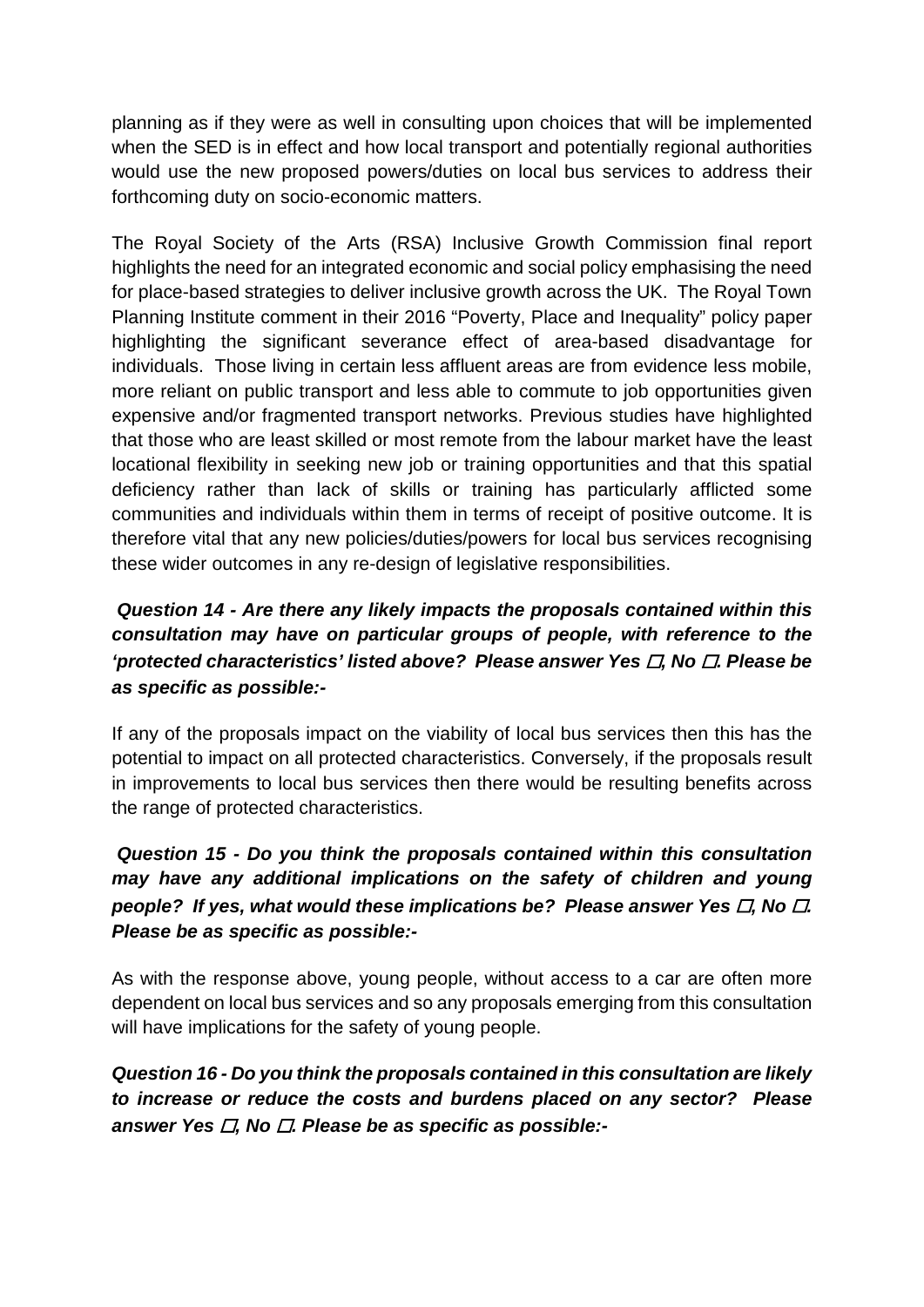planning as if they were as well in consulting upon choices that will be implemented when the SED is in effect and how local transport and potentially regional authorities would use the new proposed powers/duties on local bus services to address their forthcoming duty on socio-economic matters.

The Royal Society of the Arts (RSA) Inclusive Growth Commission final report highlights the need for an integrated economic and social policy emphasising the need for place-based strategies to deliver inclusive growth across the UK. The Royal Town Planning Institute comment in their 2016 "Poverty, Place and Inequality" policy paper highlighting the significant severance effect of area-based disadvantage for individuals. Those living in certain less affluent areas are from evidence less mobile, more reliant on public transport and less able to commute to job opportunities given expensive and/or fragmented transport networks. Previous studies have highlighted that those who are least skilled or most remote from the labour market have the least locational flexibility in seeking new job or training opportunities and that this spatial deficiency rather than lack of skills or training has particularly afflicted some communities and individuals within them in terms of receipt of positive outcome. It is therefore vital that any new policies/duties/powers for local bus services recognising these wider outcomes in any re-design of legislative responsibilities.

***Question 14 - Are there any likely impacts the proposals contained within this consultation may have on particular groups of people, with reference to the 'protected characteristics' listed above? Please answer Yes ☐, No ☐. Please be as specific as possible:-***

If any of the proposals impact on the viability of local bus services then this has the potential to impact on all protected characteristics. Conversely, if the proposals result in improvements to local bus services then there would be resulting benefits across the range of protected characteristics.

***Question 15 - Do you think the proposals contained within this consultation may have any additional implications on the safety of children and young people? If yes, what would these implications be? Please answer Yes ☐, No ☐. Please be as specific as possible:-***

As with the response above, young people, without access to a car are often more dependent on local bus services and so any proposals emerging from this consultation will have implications for the safety of young people.

***Question 16 - Do you think the proposals contained in this consultation are likely to increase or reduce the costs and burdens placed on any sector? Please answer Yes ☐, No ☐. Please be as specific as possible:-***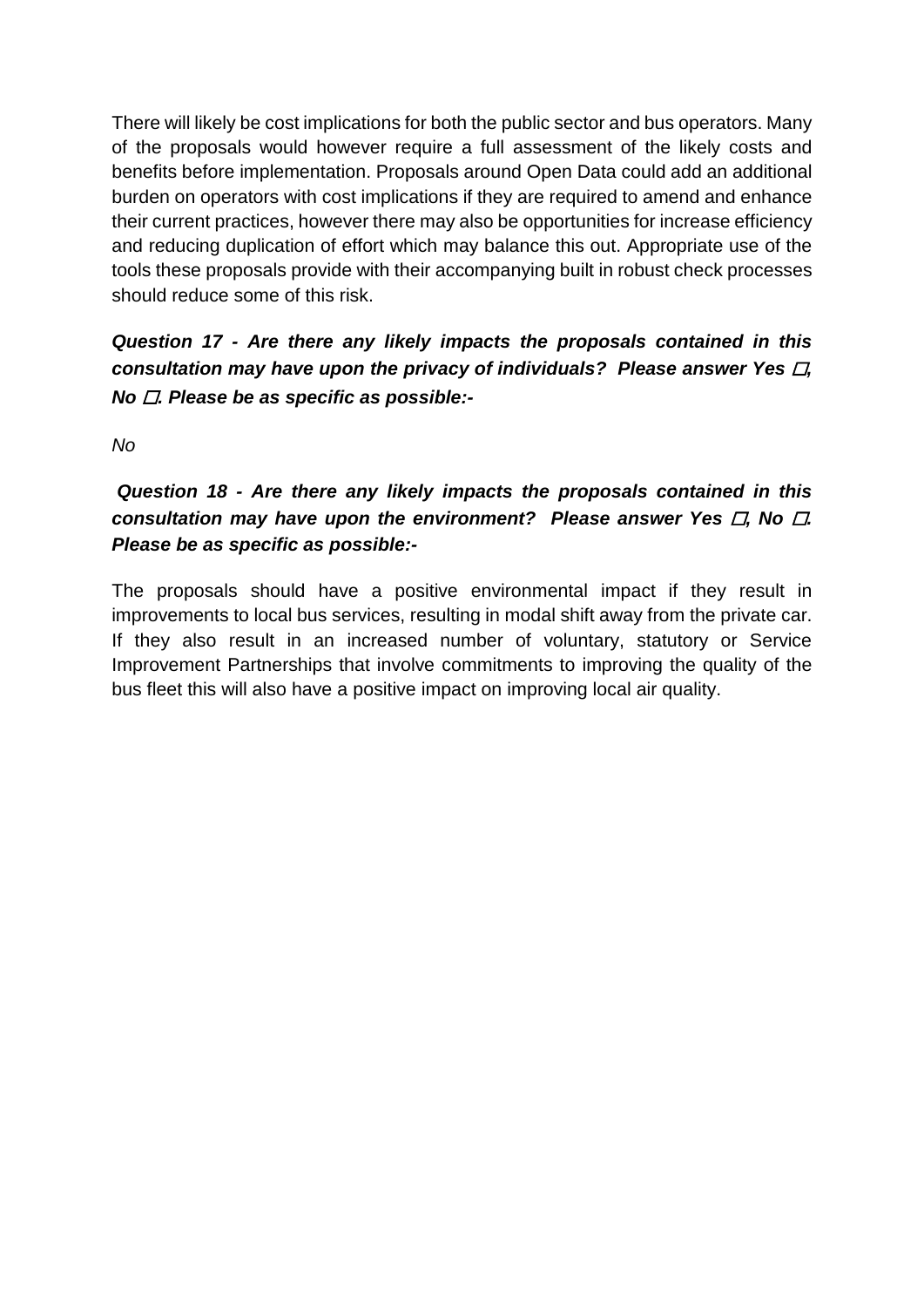There will likely be cost implications for both the public sector and bus operators. Many of the proposals would however require a full assessment of the likely costs and benefits before implementation. Proposals around Open Data could add an additional burden on operators with cost implications if they are required to amend and enhance their current practices, however there may also be opportunities for increase efficiency and reducing duplication of effort which may balance this out. Appropriate use of the tools these proposals provide with their accompanying built in robust check processes should reduce some of this risk.

***Question 17 - Are there any likely impacts the proposals contained in this consultation may have upon the privacy of individuals? Please answer Yes ☐, No ☐. Please be as specific as possible:-***

*No*

***Question 18 - Are there any likely impacts the proposals contained in this consultation may have upon the environment? Please answer Yes ☐, No ☐. Please be as specific as possible:-***

The proposals should have a positive environmental impact if they result in improvements to local bus services, resulting in modal shift away from the private car. If they also result in an increased number of voluntary, statutory or Service Improvement Partnerships that involve commitments to improving the quality of the bus fleet this will also have a positive impact on improving local air quality.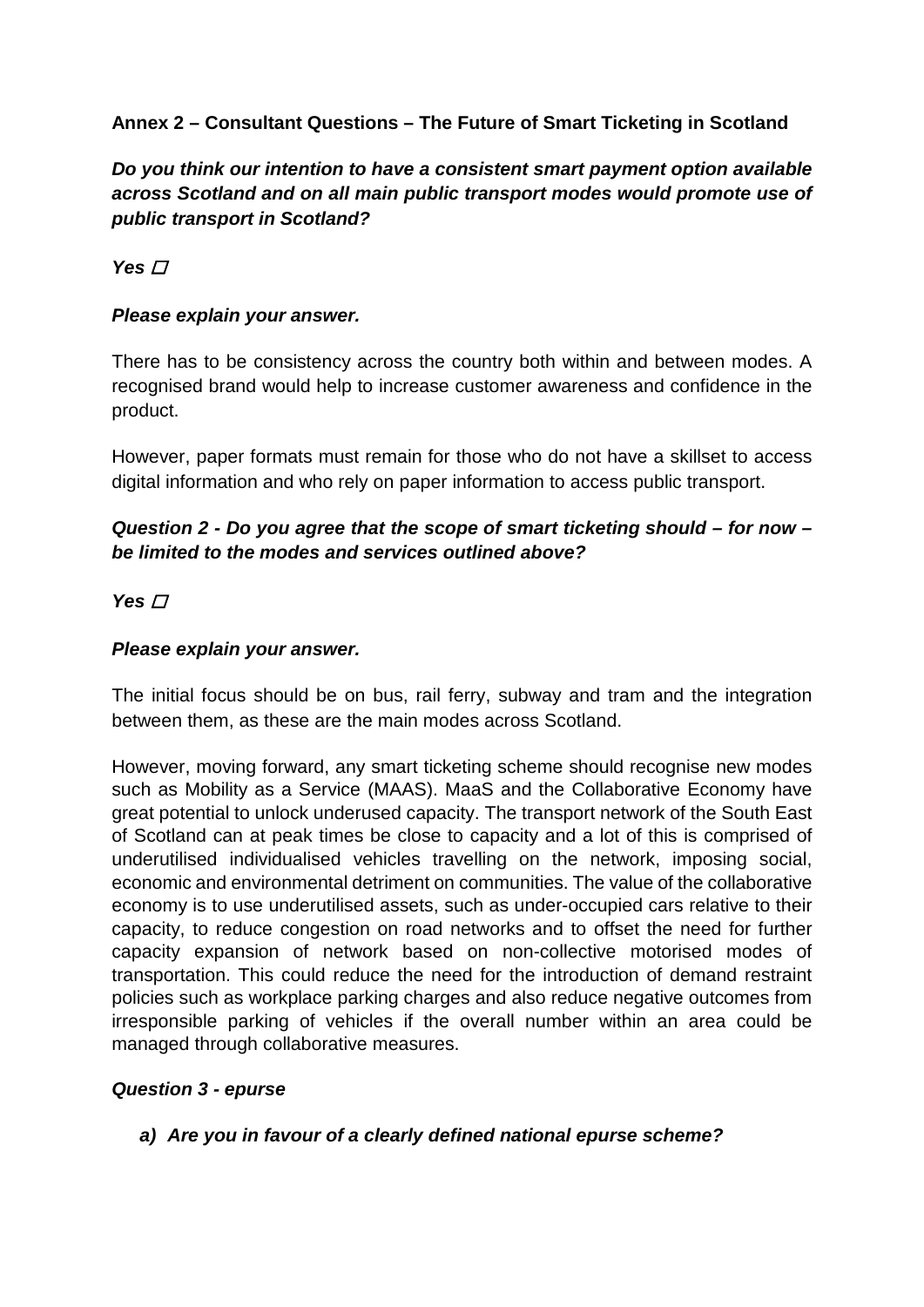**Annex 2 – Consultant Questions – The Future of Smart Ticketing in Scotland**

***Do you think our intention to have a consistent smart payment option available across Scotland and on all main public transport modes would promote use of public transport in Scotland?***

***Yes ☐***

***Please explain your answer.***

There has to be consistency across the country both within and between modes. A recognised brand would help to increase customer awareness and confidence in the product.

However, paper formats must remain for those who do not have a skillset to access digital information and who rely on paper information to access public transport.

***Question 2 - Do you agree that the scope of smart ticketing should – for now – be limited to the modes and services outlined above?***

***Yes ☐***

***Please explain your answer.***

The initial focus should be on bus, rail ferry, subway and tram and the integration between them, as these are the main modes across Scotland.

However, moving forward, any smart ticketing scheme should recognise new modes such as Mobility as a Service (MAAS). MaaS and the Collaborative Economy have great potential to unlock underused capacity. The transport network of the South East of Scotland can at peak times be close to capacity and a lot of this is comprised of underutilised individualised vehicles travelling on the network, imposing social, economic and environmental detriment on communities. The value of the collaborative economy is to use underutilised assets, such as under-occupied cars relative to their capacity, to reduce congestion on road networks and to offset the need for further capacity expansion of network based on non-collective motorised modes of transportation. This could reduce the need for the introduction of demand restraint policies such as workplace parking charges and also reduce negative outcomes from irresponsible parking of vehicles if the overall number within an area could be managed through collaborative measures.

***Question 3 - epurse***

a) ***Are you in favour of a clearly defined national epurse scheme?***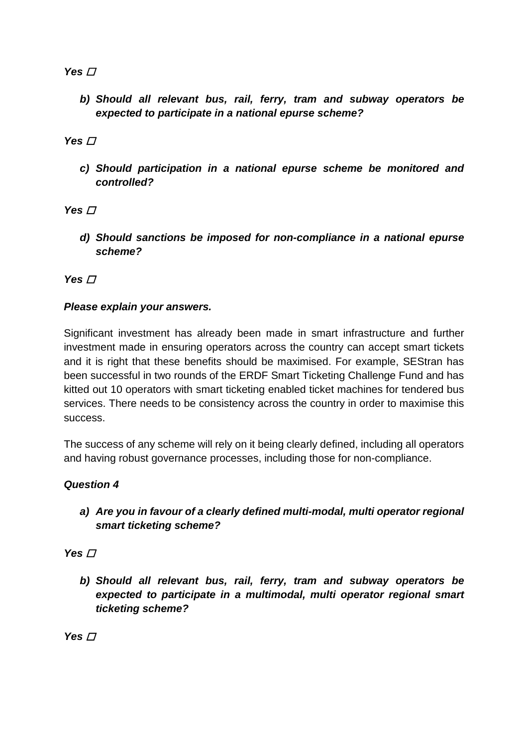***Yes*** ☐

b) ***Should all relevant bus, rail, ferry, tram and subway operators be expected to participate in a national epurse scheme?***

***Yes*** ☐

c) ***Should participation in a national epurse scheme be monitored and controlled?***

***Yes*** ☐

d) ***Should sanctions be imposed for non-compliance in a national epurse scheme?***

***Yes*** ☐

***Please explain your answers.***

Significant investment has already been made in smart infrastructure and further investment made in ensuring operators across the country can accept smart tickets and it is right that these benefits should be maximised. For example, SEStran has been successful in two rounds of the ERDF Smart Ticketing Challenge Fund and has kitted out 10 operators with smart ticketing enabled ticket machines for tendered bus services. There needs to be consistency across the country in order to maximise this success.

The success of any scheme will rely on it being clearly defined, including all operators and having robust governance processes, including those for non-compliance.

***Question 4***

a) ***Are you in favour of a clearly defined multi-modal, multi operator regional smart ticketing scheme?***

***Yes*** ☐

b) ***Should all relevant bus, rail, ferry, tram and subway operators be expected to participate in a multimodal, multi operator regional smart ticketing scheme?***

***Yes*** ☐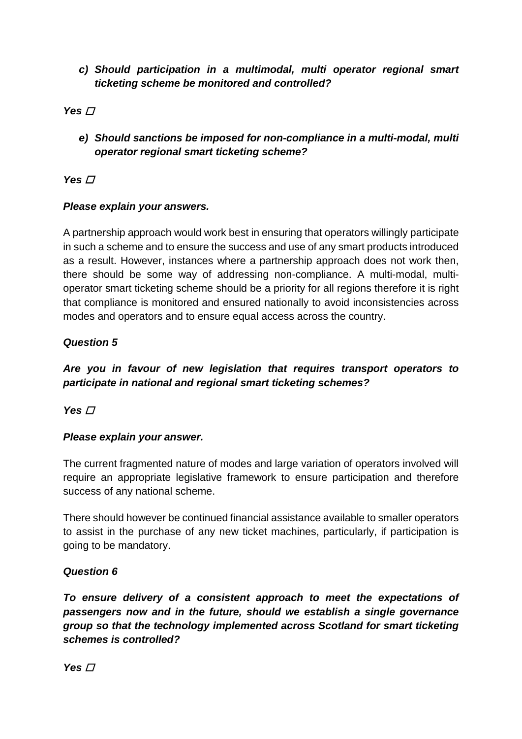***c) Should participation in a multimodal, multi operator regional smart ticketing scheme be monitored and controlled?***

***Yes*** ☐

***e) Should sanctions be imposed for non-compliance in a multi-modal, multi operator regional smart ticketing scheme?***

***Yes*** ☐

***Please explain your answers.***

A partnership approach would work best in ensuring that operators willingly participate in such a scheme and to ensure the success and use of any smart products introduced as a result. However, instances where a partnership approach does not work then, there should be some way of addressing non-compliance. A multi-modal, multi-operator smart ticketing scheme should be a priority for all regions therefore it is right that compliance is monitored and ensured nationally to avoid inconsistencies across modes and operators and to ensure equal access across the country.

***Question 5***

***Are you in favour of new legislation that requires transport operators to participate in national and regional smart ticketing schemes?***

***Yes*** ☐

***Please explain your answer.***

The current fragmented nature of modes and large variation of operators involved will require an appropriate legislative framework to ensure participation and therefore success of any national scheme.

There should however be continued financial assistance available to smaller operators to assist in the purchase of any new ticket machines, particularly, if participation is going to be mandatory.

***Question 6***

***To ensure delivery of a consistent approach to meet the expectations of passengers now and in the future, should we establish a single governance group so that the technology implemented across Scotland for smart ticketing schemes is controlled?***

***Yes*** ☐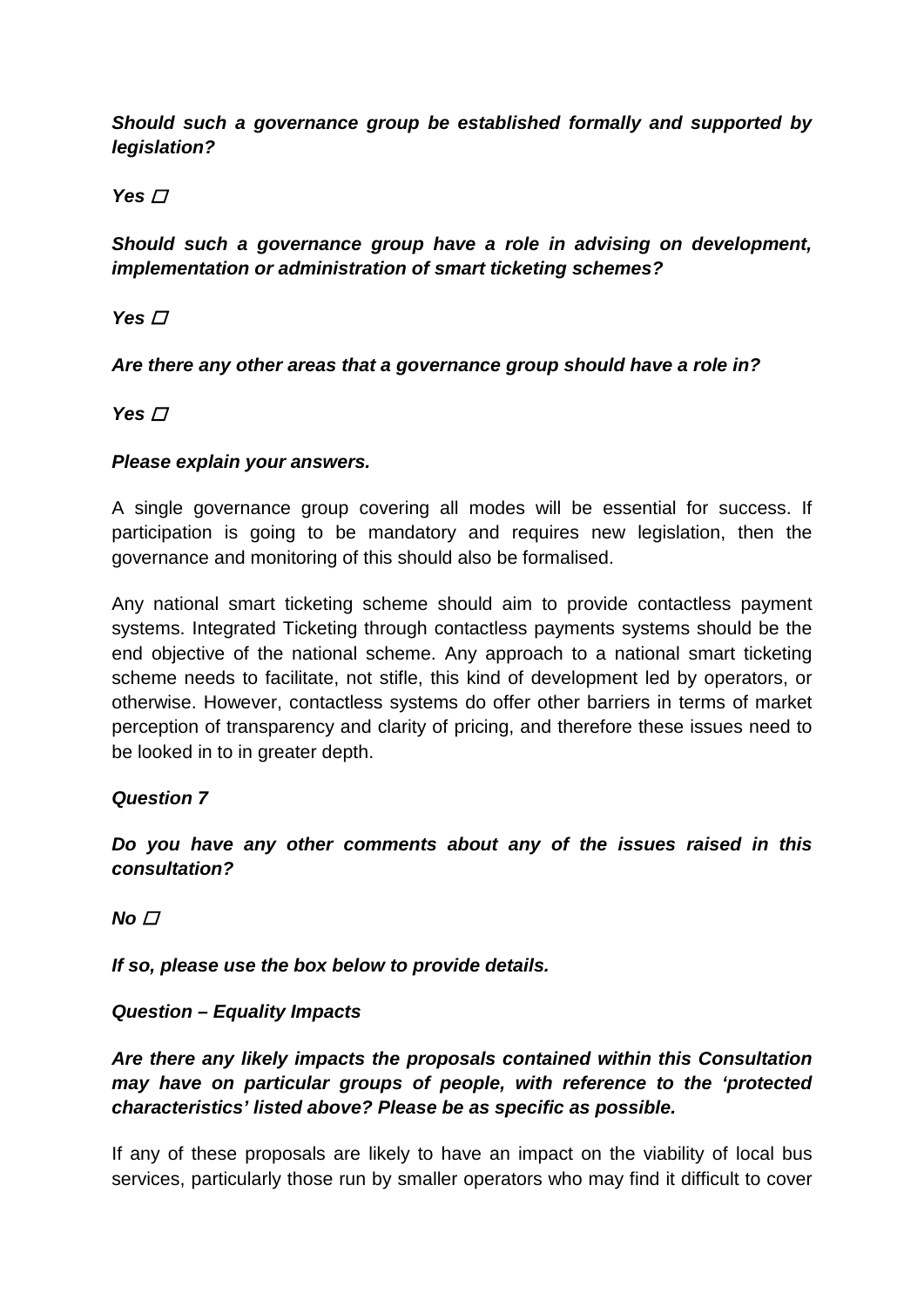***Should such a governance group be established formally and supported by legislation?***

***Yes*** ☐

***Should such a governance group have a role in advising on development, implementation or administration of smart ticketing schemes?***

***Yes*** ☐

***Are there any other areas that a governance group should have a role in?***

***Yes*** ☐

***Please explain your answers.***

A single governance group covering all modes will be essential for success. If participation is going to be mandatory and requires new legislation, then the governance and monitoring of this should also be formalised.

Any national smart ticketing scheme should aim to provide contactless payment systems. Integrated Ticketing through contactless payments systems should be the end objective of the national scheme. Any approach to a national smart ticketing scheme needs to facilitate, not stifle, this kind of development led by operators, or otherwise. However, contactless systems do offer other barriers in terms of market perception of transparency and clarity of pricing, and therefore these issues need to be looked in to in greater depth.

***Question 7***

***Do you have any other comments about any of the issues raised in this consultation?***

***No*** ☐

***If so, please use the box below to provide details.***

***Question – Equality Impacts***

***Are there any likely impacts the proposals contained within this Consultation may have on particular groups of people, with reference to the 'protected characteristics' listed above? Please be as specific as possible.***

If any of these proposals are likely to have an impact on the viability of local bus services, particularly those run by smaller operators who may find it difficult to cover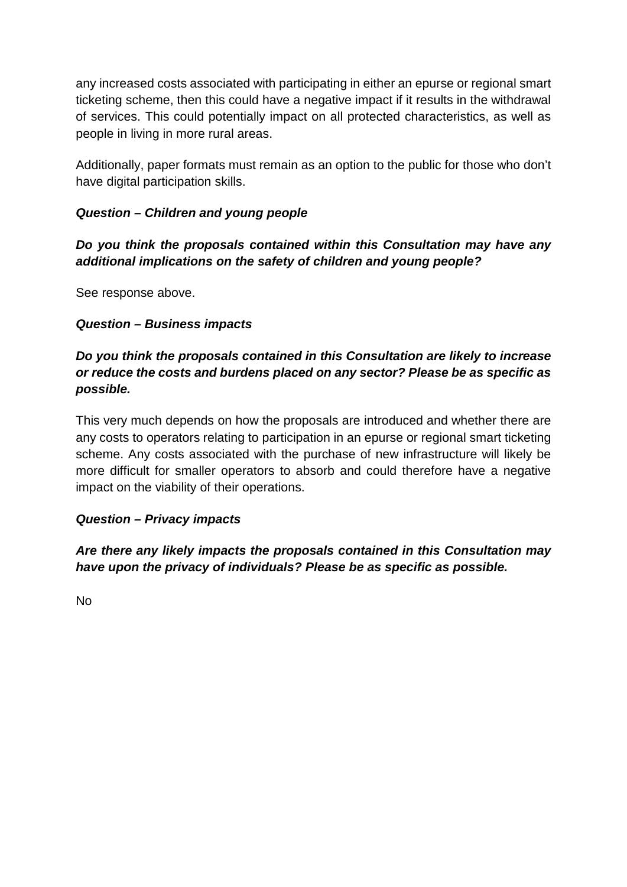any increased costs associated with participating in either an epurse or regional smart ticketing scheme, then this could have a negative impact if it results in the withdrawal of services. This could potentially impact on all protected characteristics, as well as people in living in more rural areas.

Additionally, paper formats must remain as an option to the public for those who don't have digital participation skills.

***Question – Children and young people***

***Do you think the proposals contained within this Consultation may have any additional implications on the safety of children and young people?***

See response above.

***Question – Business impacts***

***Do you think the proposals contained in this Consultation are likely to increase or reduce the costs and burdens placed on any sector? Please be as specific as possible.***

This very much depends on how the proposals are introduced and whether there are any costs to operators relating to participation in an epurse or regional smart ticketing scheme. Any costs associated with the purchase of new infrastructure will likely be more difficult for smaller operators to absorb and could therefore have a negative impact on the viability of their operations.

***Question – Privacy impacts***

***Are there any likely impacts the proposals contained in this Consultation may have upon the privacy of individuals? Please be as specific as possible.***

No